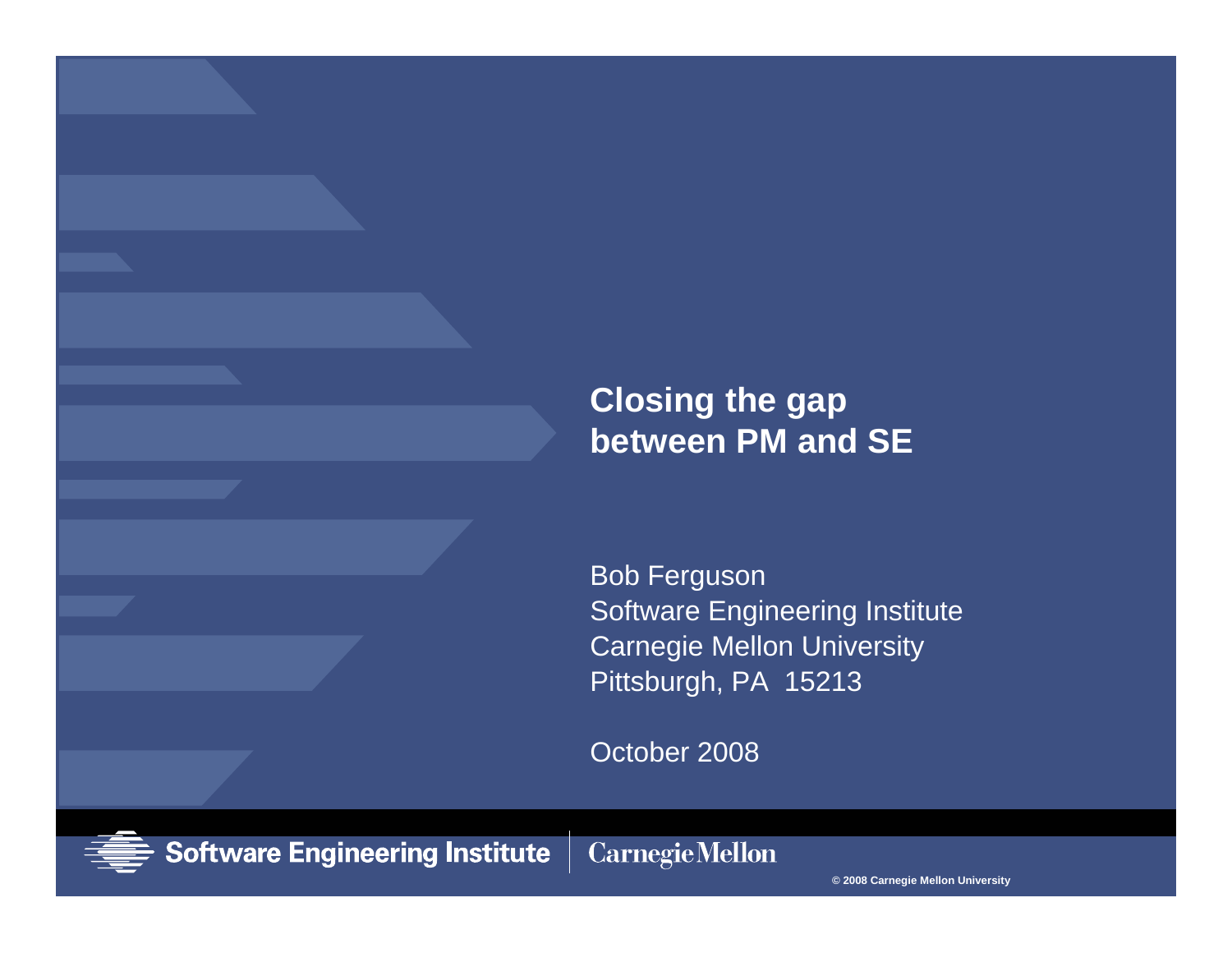# Closing the gap between PM and SE

Bob Ferguson
Software Engineering Institute
Carnegie Mellon University
Pittsburgh, PA 15213

October 2008

Software Engineering Institute | Carnegie Mellon

© 2008 Carnegie Mellon University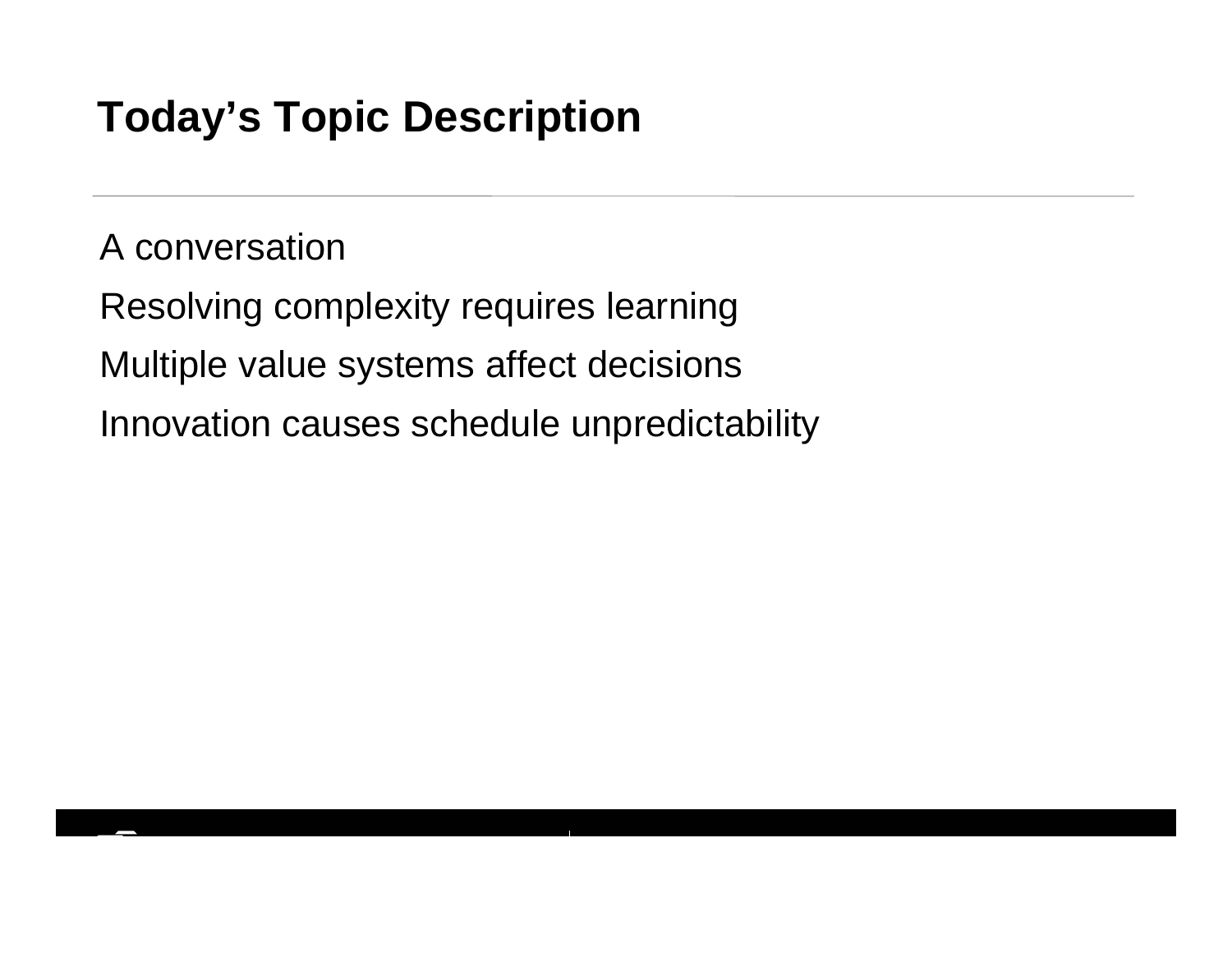# Today's Topic Description

A conversation

Resolving complexity requires learning

Multiple value systems affect decisions

Innovation causes schedule unpredictability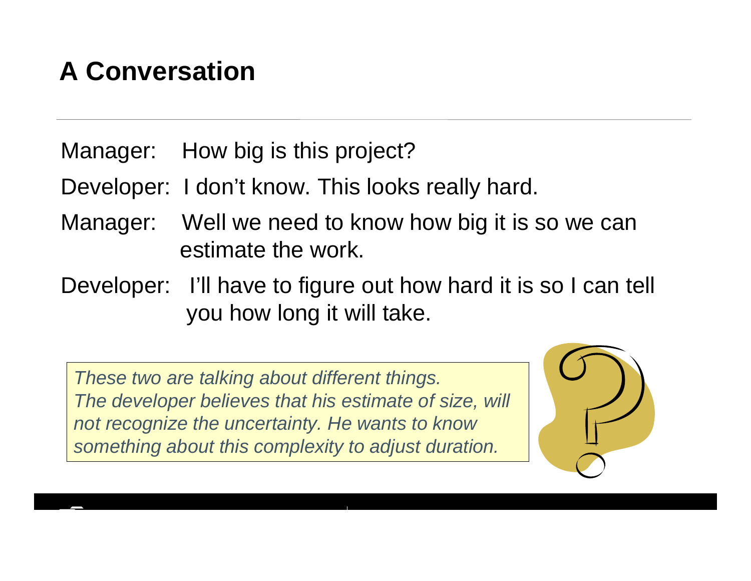# A Conversation

Manager: How big is this project?

Developer: I don't know. This looks really hard.

Manager: Well we need to know how big it is so we can estimate the work.

Developer: I'll have to figure out how hard it is so I can tell you how long it will take.

*These two are talking about different things. The developer believes that his estimate of size, will not recognize the uncertainty. He wants to know something about this complexity to adjust duration.*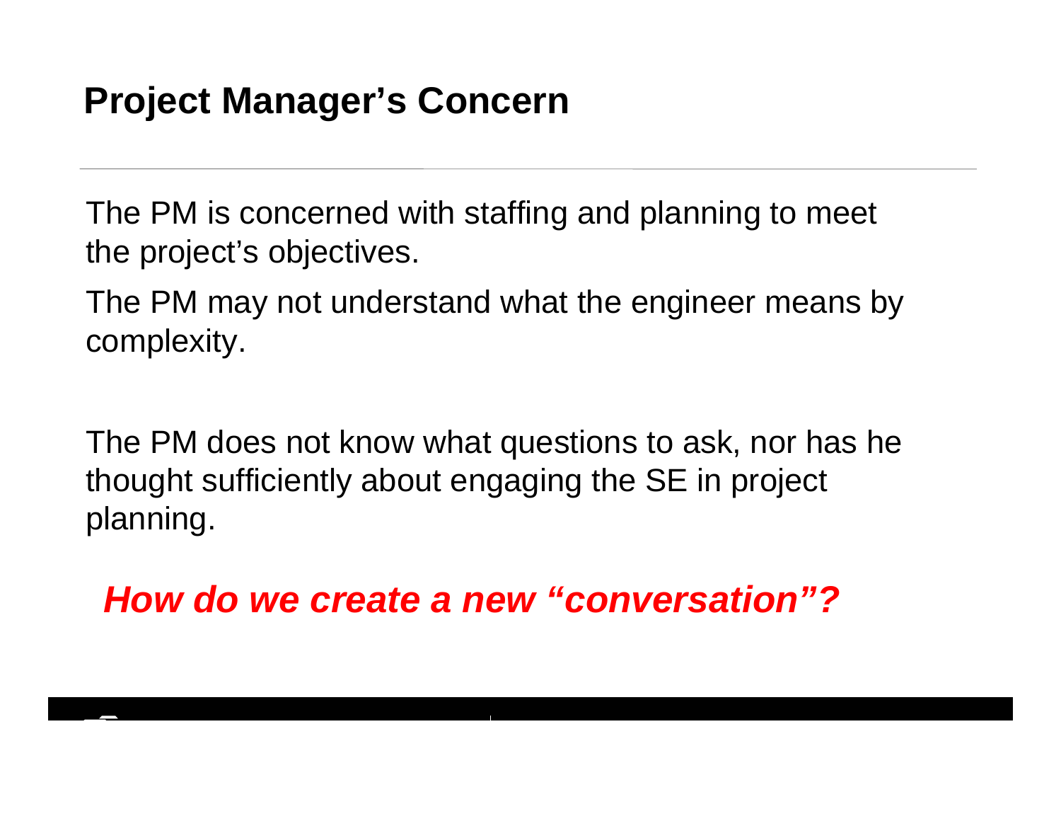# Project Manager's Concern

The PM is concerned with staffing and planning to meet the project's objectives.

The PM may not understand what the engineer means by complexity.

The PM does not know what questions to ask, nor has he thought sufficiently about engaging the SE in project planning.

***How do we create a new "conversation"?***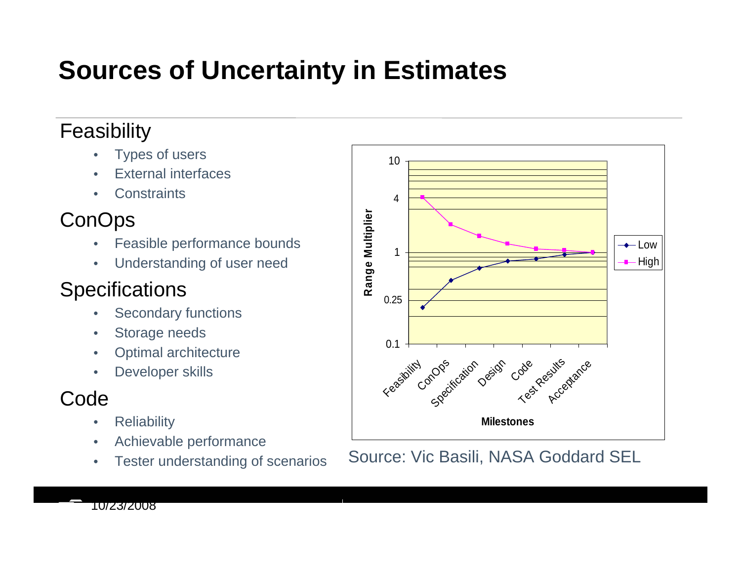# Sources of Uncertainty in Estimates

## Feasibility

- Types of users
- External interfaces
- Constraints

## ConOps

- Feasible performance bounds
- Understanding of user need

## Specifications

- Secondary functions
- Storage needs
- Optimal architecture
- Developer skills

## Code

- Reliability
- Achievable performance
- Tester understanding of scenarios

Source: Vic Basili, NASA Goddard SEL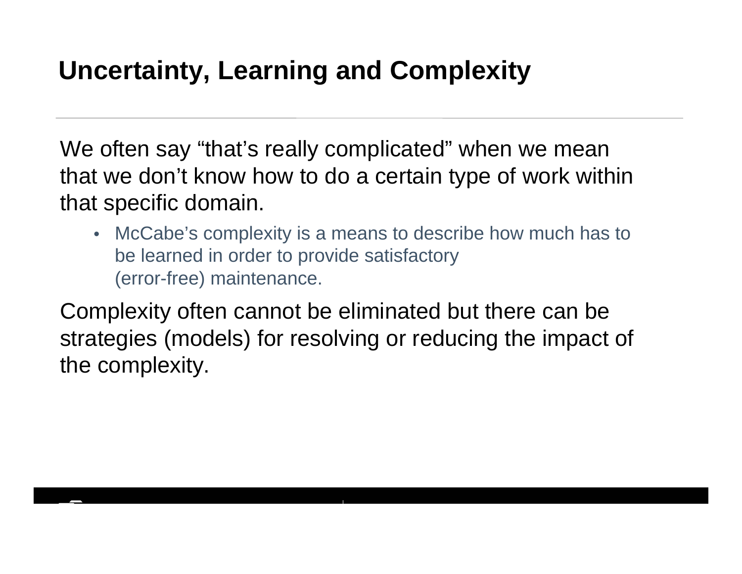# Uncertainty, Learning and Complexity

We often say "that's really complicated" when we mean that we don't know how to do a certain type of work within that specific domain.

- McCabe's complexity is a means to describe how much has to be learned in order to provide satisfactory (error-free) maintenance.

Complexity often cannot be eliminated but there can be strategies (models) for resolving or reducing the impact of the complexity.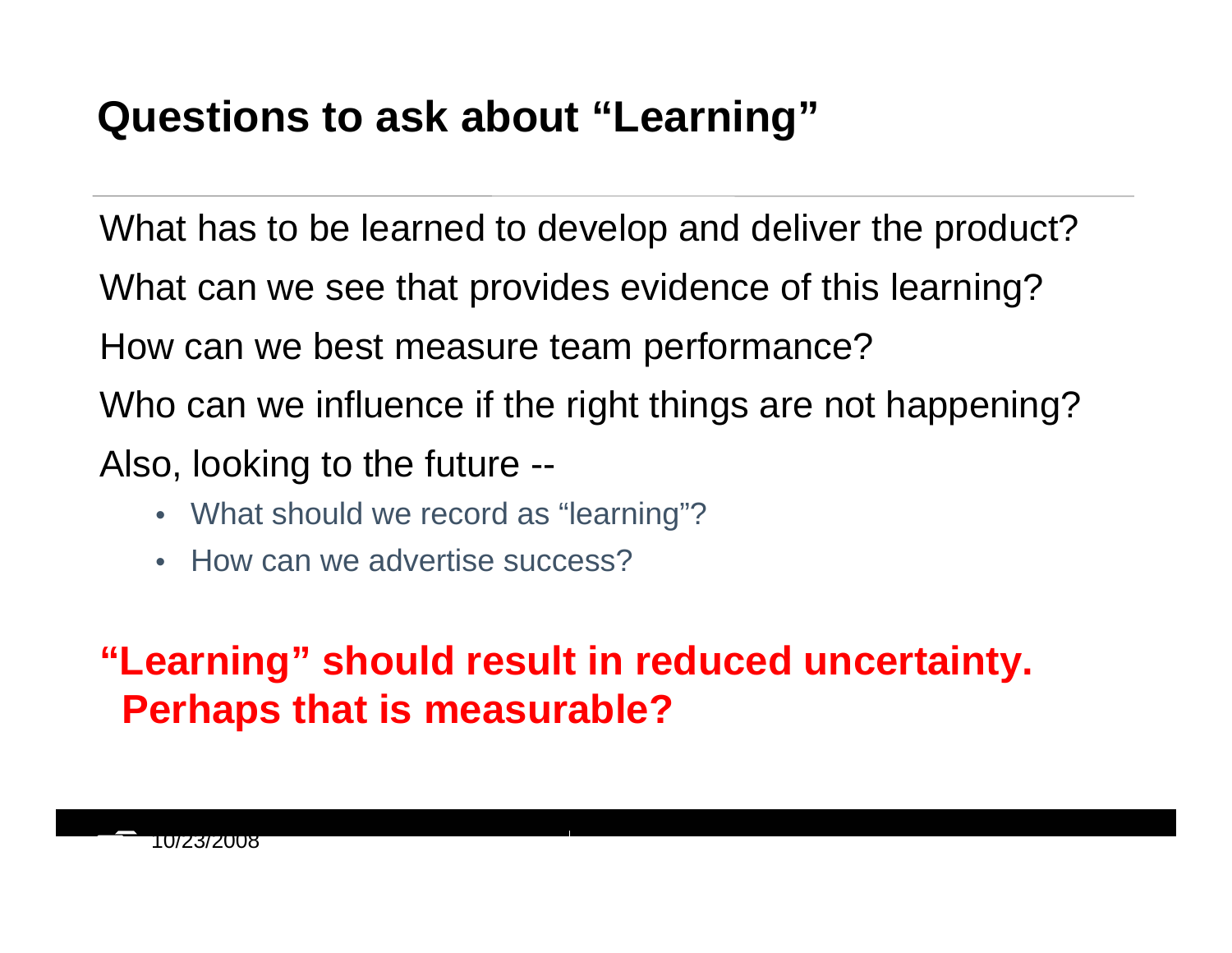# Questions to ask about "Learning"

What has to be learned to develop and deliver the product?

What can we see that provides evidence of this learning?

How can we best measure team performance?

Who can we influence if the right things are not happening?

Also, looking to the future --

- What should we record as "learning"?
- How can we advertise success?

**"Learning" should result in reduced uncertainty. Perhaps that is measurable?**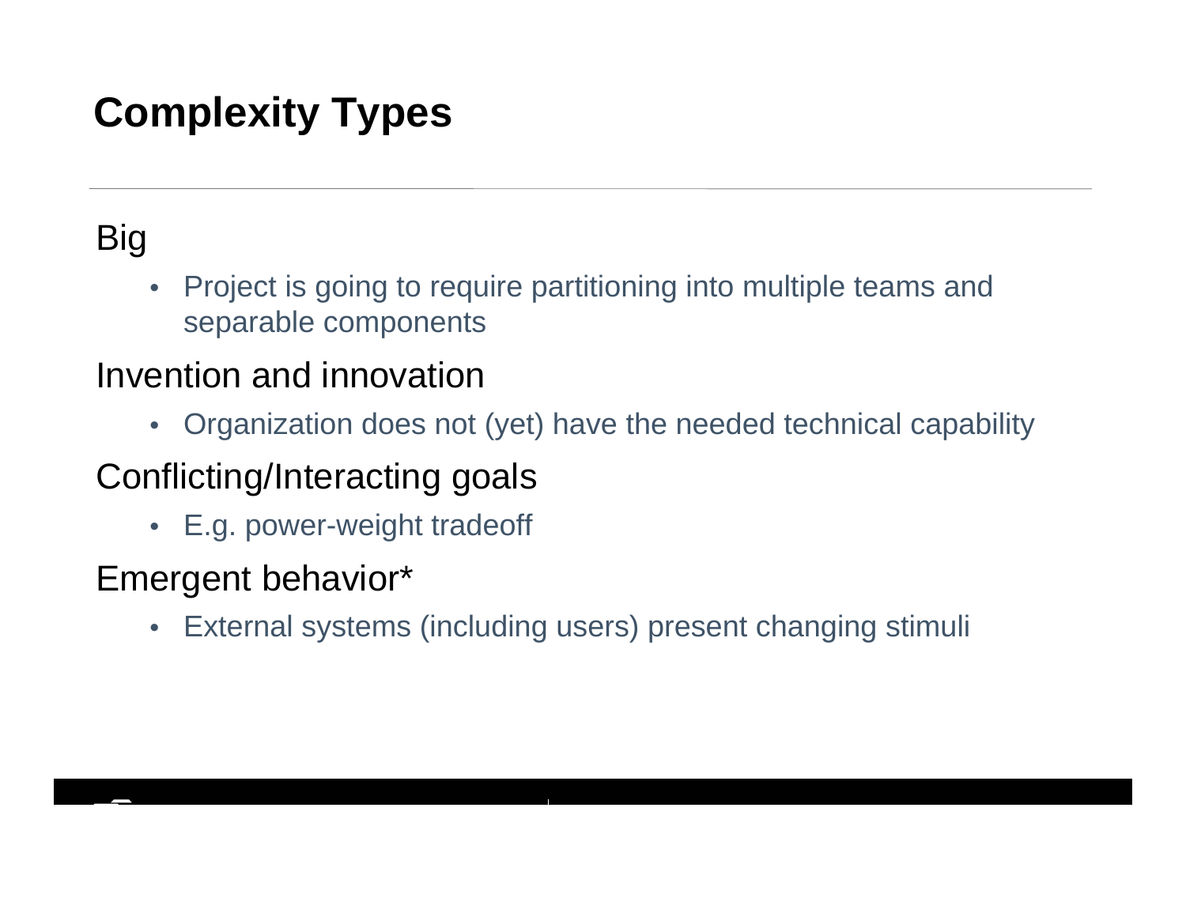# Complexity Types

Big

- Project is going to require partitioning into multiple teams and separable components

Invention and innovation

- Organization does not (yet) have the needed technical capability

Conflicting/Interacting goals

- E.g. power-weight tradeoff

Emergent behavior*

- External systems (including users) present changing stimuli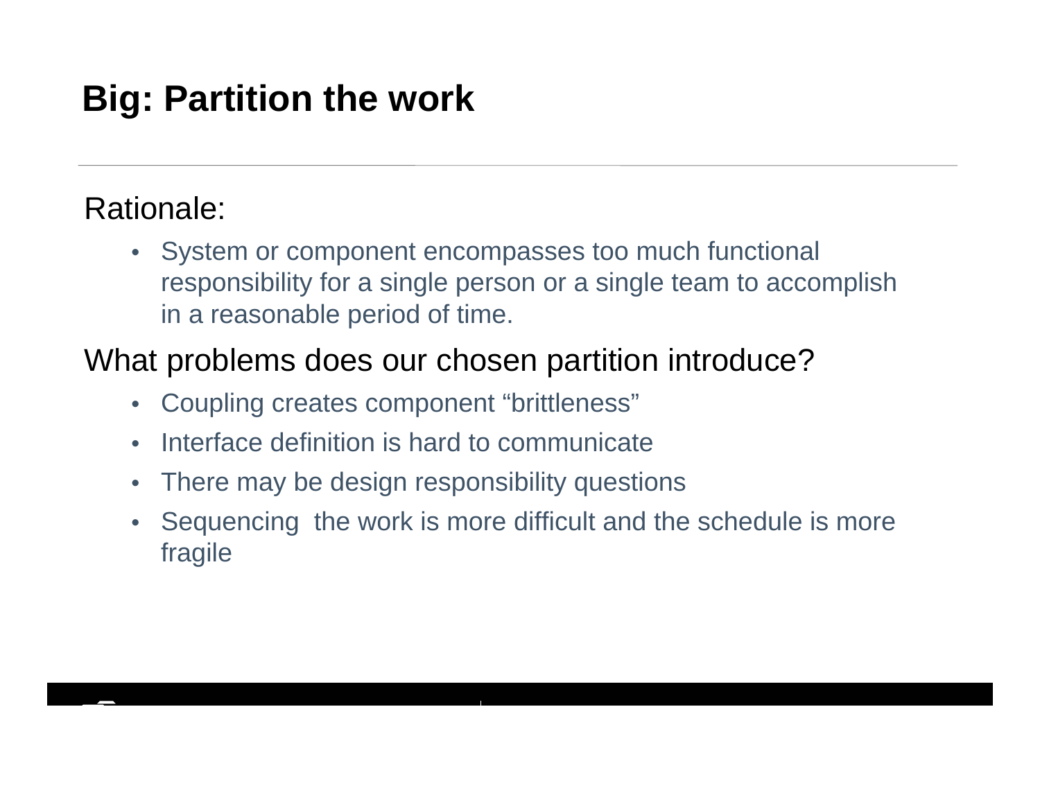# Big: Partition the work

Rationale:

- System or component encompasses too much functional responsibility for a single person or a single team to accomplish in a reasonable period of time.

What problems does our chosen partition introduce?

- Coupling creates component “brittleness”
- Interface definition is hard to communicate
- There may be design responsibility questions
- Sequencing  the work is more difficult and the schedule is more fragile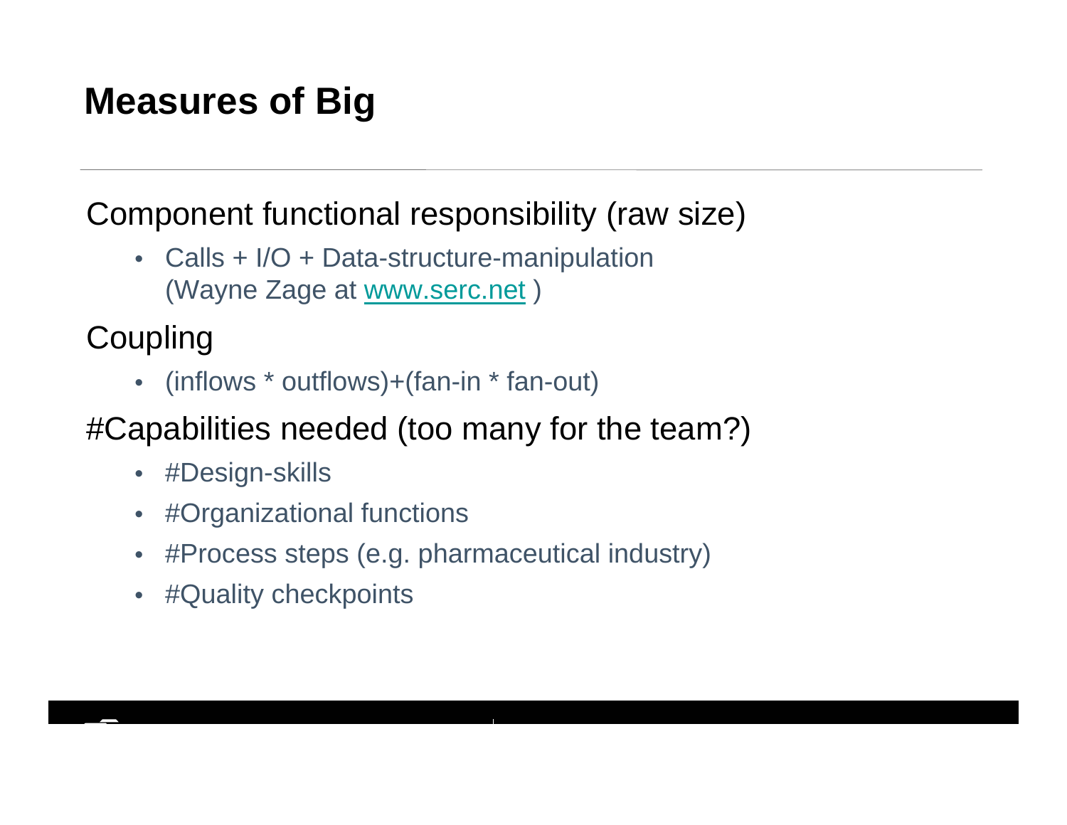# Measures of Big

Component functional responsibility (raw size)

- Calls + I/O + Data-structure-manipulation (Wayne Zage at [www.serc.net](http://www.serc.net) )

Coupling

- (inflows * outflows)+(fan-in * fan-out)

#Capabilities needed (too many for the team?)

- #Design-skills
- #Organizational functions
- #Process steps (e.g. pharmaceutical industry)
- #Quality checkpoints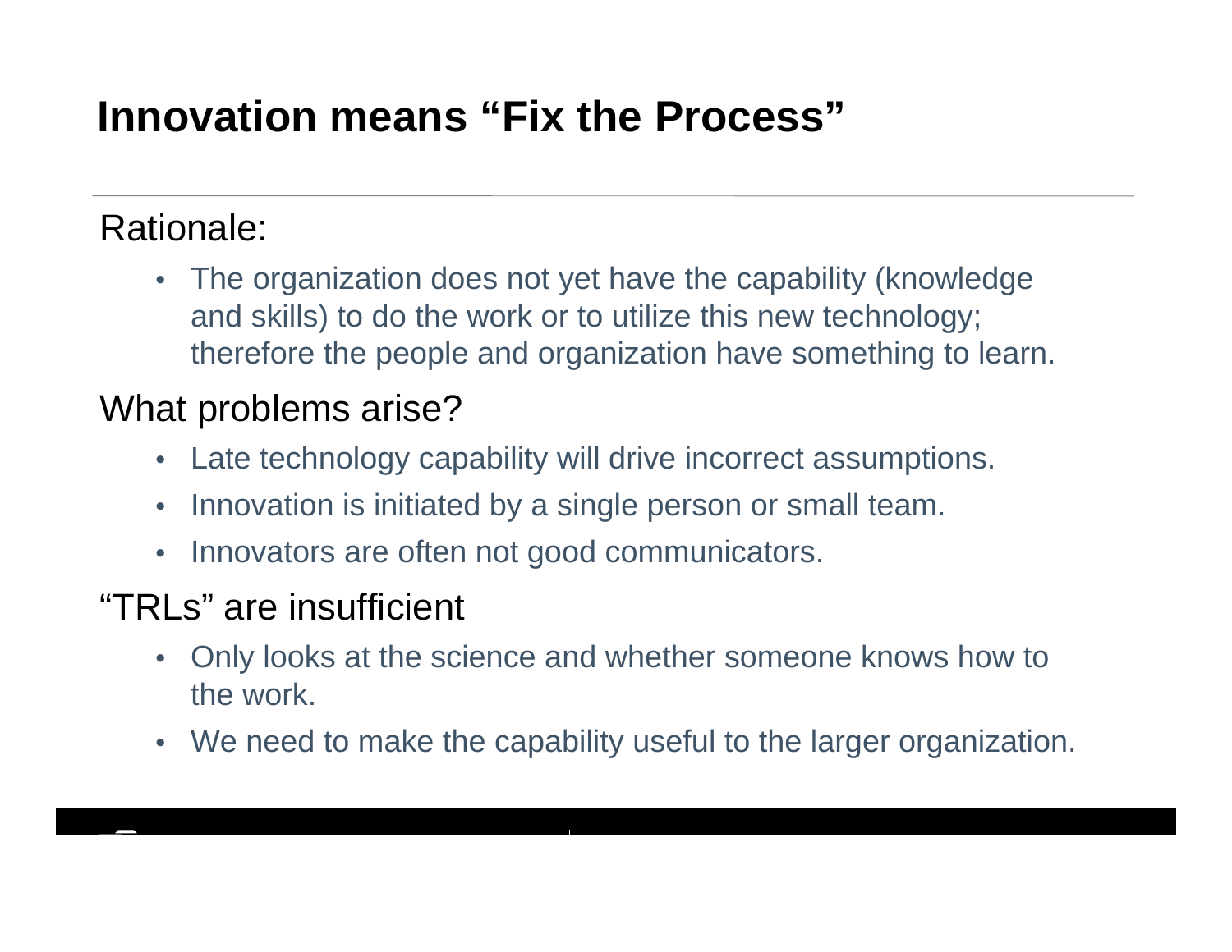# Innovation means "Fix the Process"

Rationale:

- The organization does not yet have the capability (knowledge and skills) to do the work or to utilize this new technology; therefore the people and organization have something to learn.

What problems arise?

- Late technology capability will drive incorrect assumptions.
- Innovation is initiated by a single person or small team.
- Innovators are often not good communicators.

"TRLs" are insufficient

- Only looks at the science and whether someone knows how to the work.
- We need to make the capability useful to the larger organization.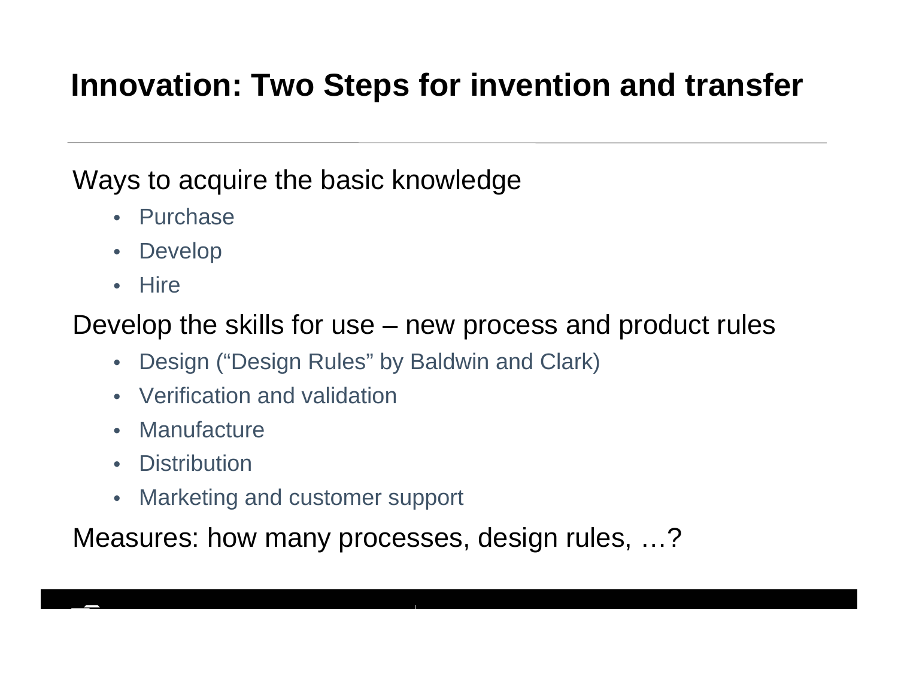# Innovation: Two Steps for invention and transfer

Ways to acquire the basic knowledge

- Purchase
- Develop
- Hire

Develop the skills for use – new process and product rules

- Design (“Design Rules” by Baldwin and Clark)
- Verification and validation
- Manufacture
- Distribution
- Marketing and customer support

Measures: how many processes, design rules, …?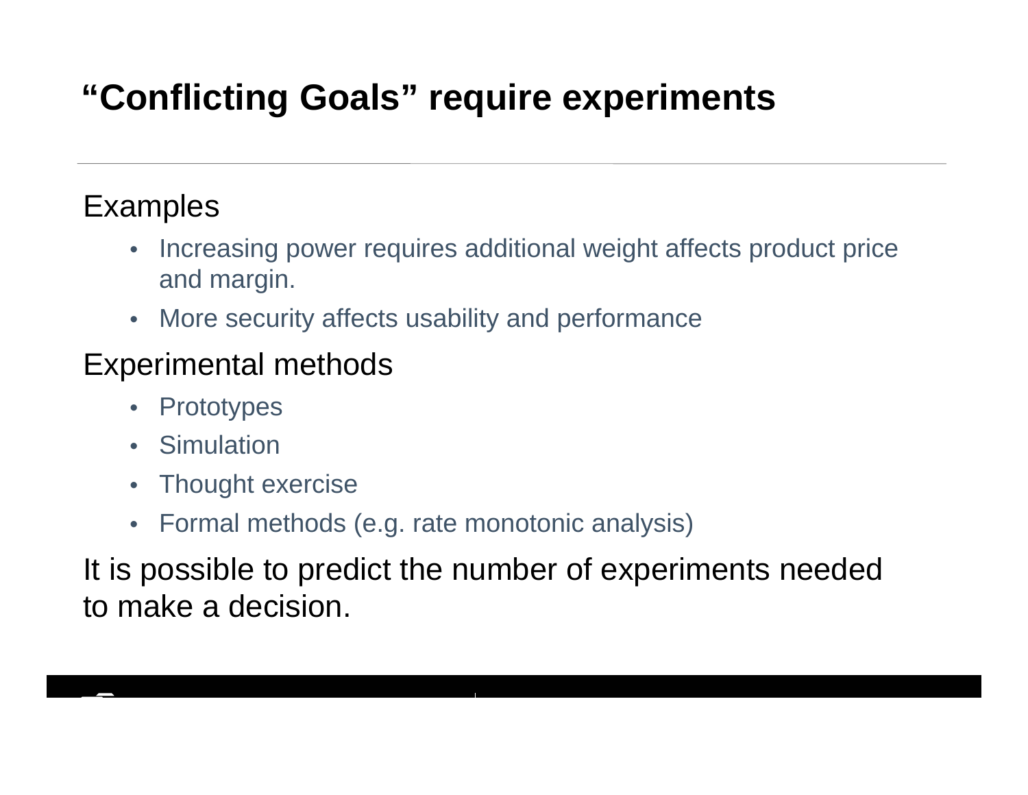# “Conflicting Goals” require experiments

Examples

- Increasing power requires additional weight affects product price and margin.
- More security affects usability and performance

Experimental methods

- Prototypes
- Simulation
- Thought exercise
- Formal methods (e.g. rate monotonic analysis)

It is possible to predict the number of experiments needed to make a decision.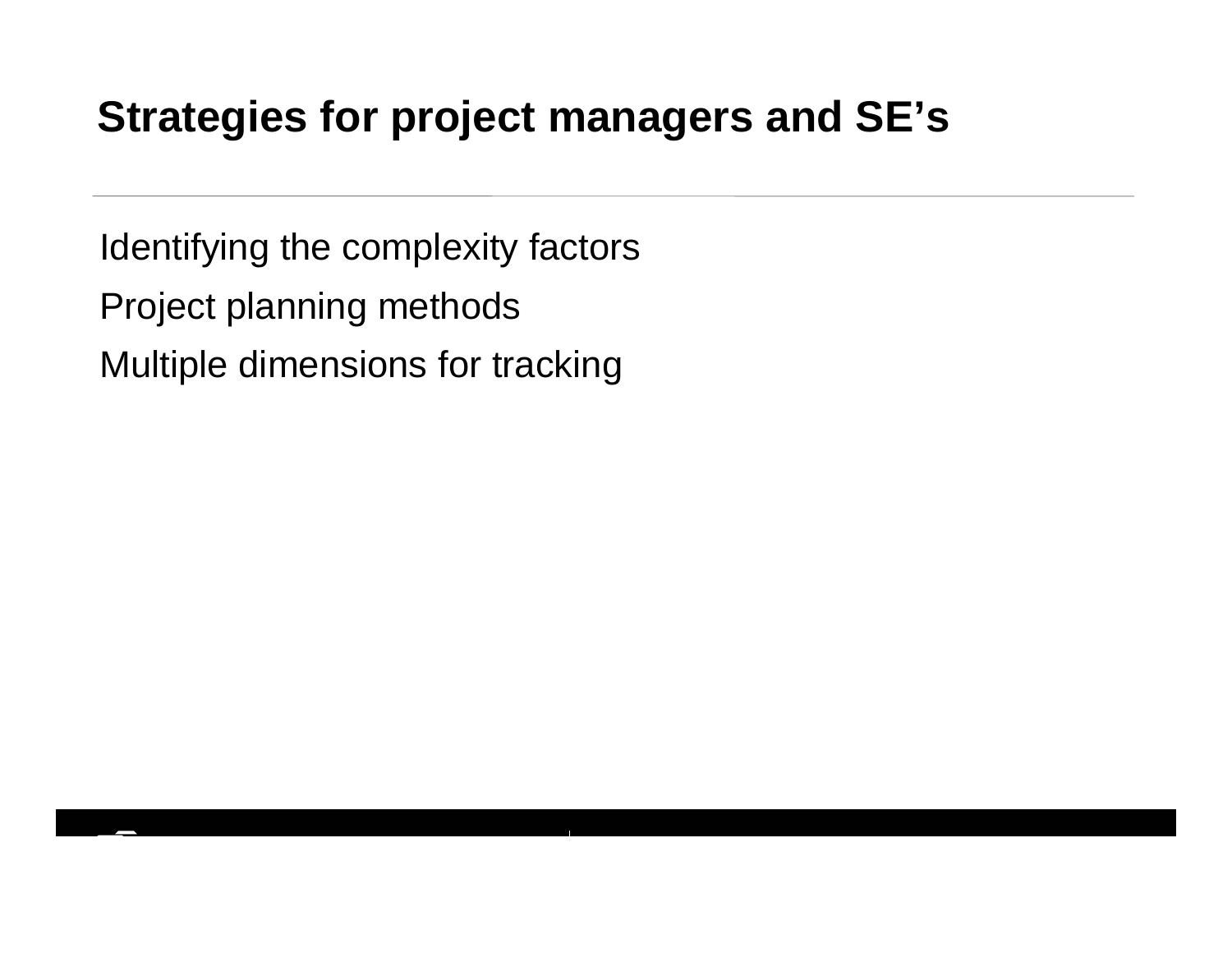# Strategies for project managers and SE's

Identifying the complexity factors

Project planning methods

Multiple dimensions for tracking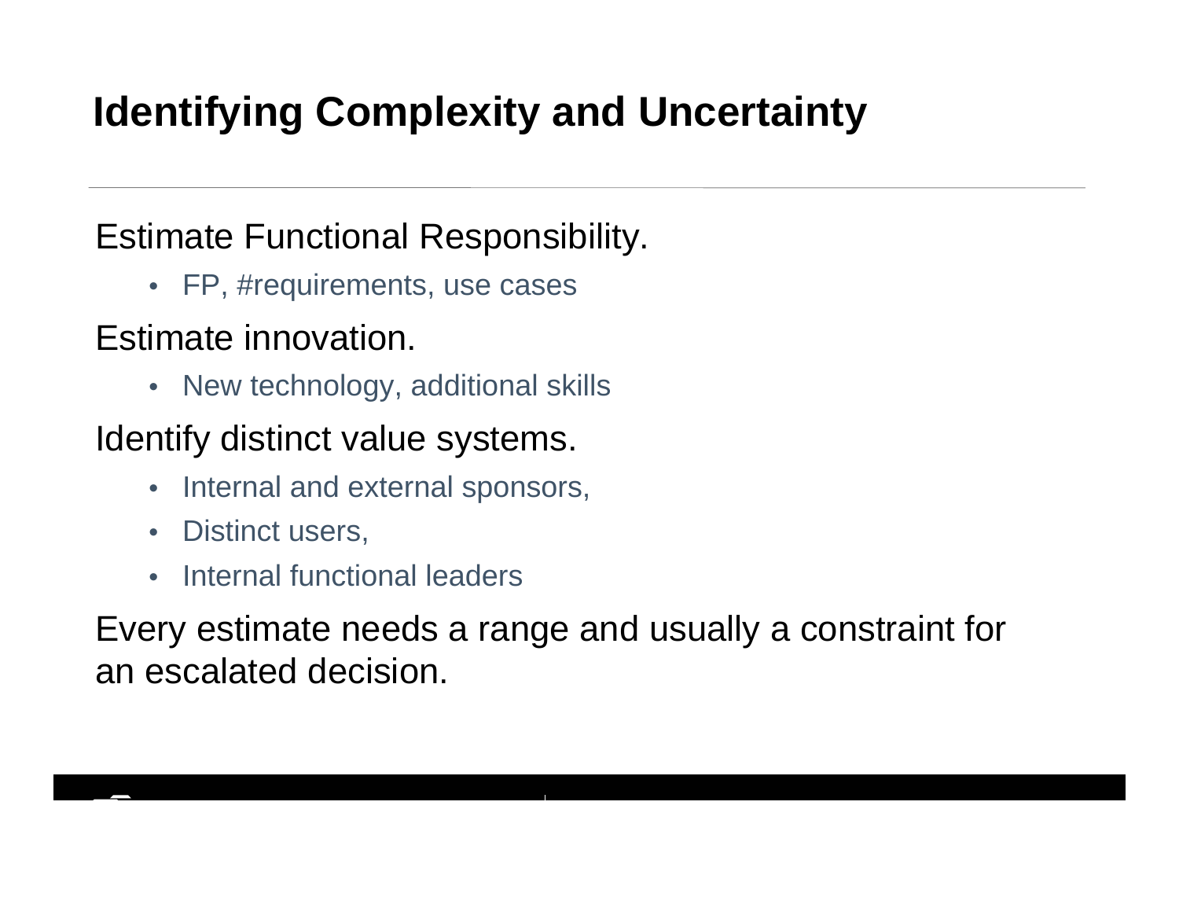# Identifying Complexity and Uncertainty

Estimate Functional Responsibility.

- FP, #requirements, use cases

Estimate innovation.

- New technology, additional skills

Identify distinct value systems.

- Internal and external sponsors,
- Distinct users,
- Internal functional leaders

Every estimate needs a range and usually a constraint for an escalated decision.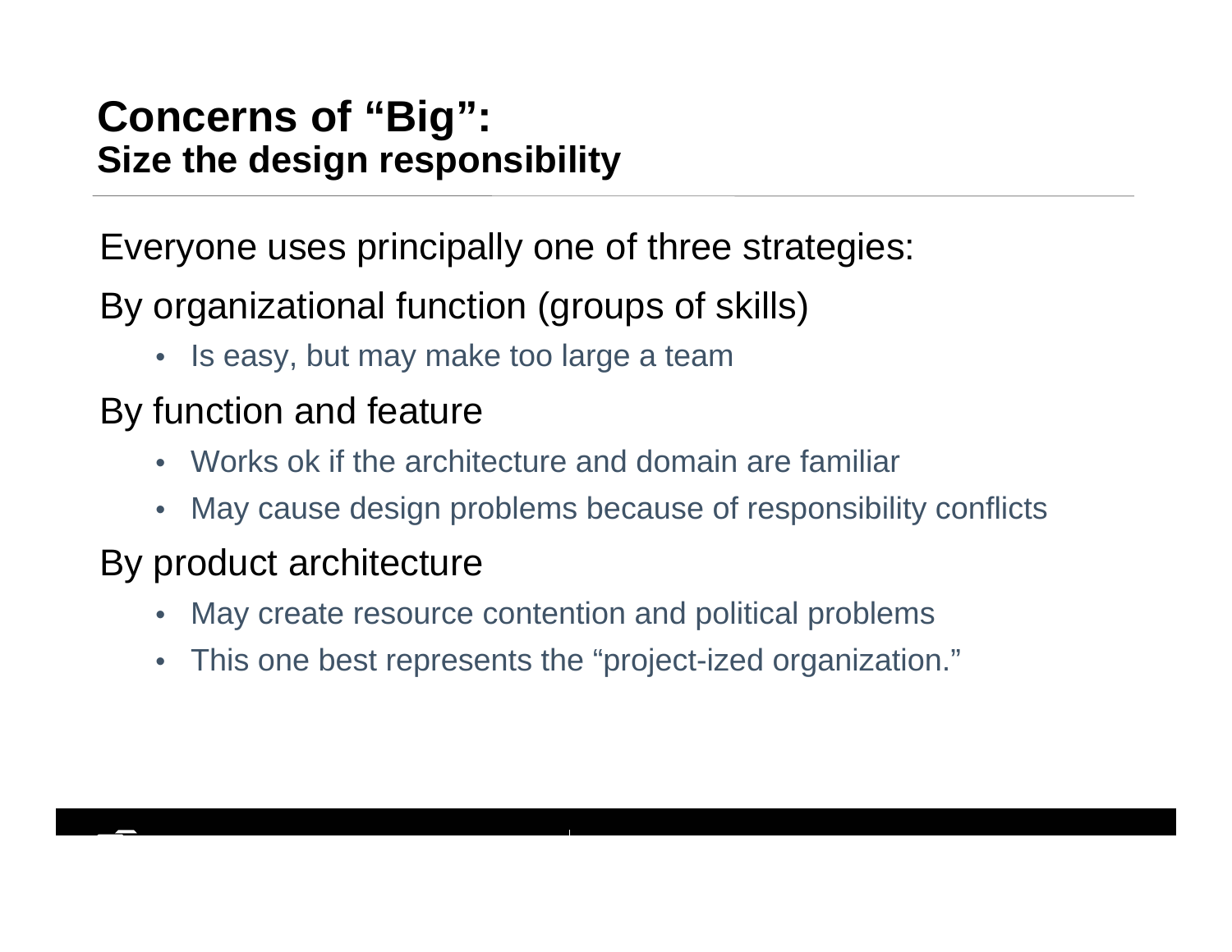# Concerns of “Big”:
## Size the design responsibility

Everyone uses principally one of three strategies:

By organizational function (groups of skills)

- Is easy, but may make too large a team

By function and feature

- Works ok if the architecture and domain are familiar
- May cause design problems because of responsibility conflicts

By product architecture

- May create resource contention and political problems
- This one best represents the “project-ized organization.”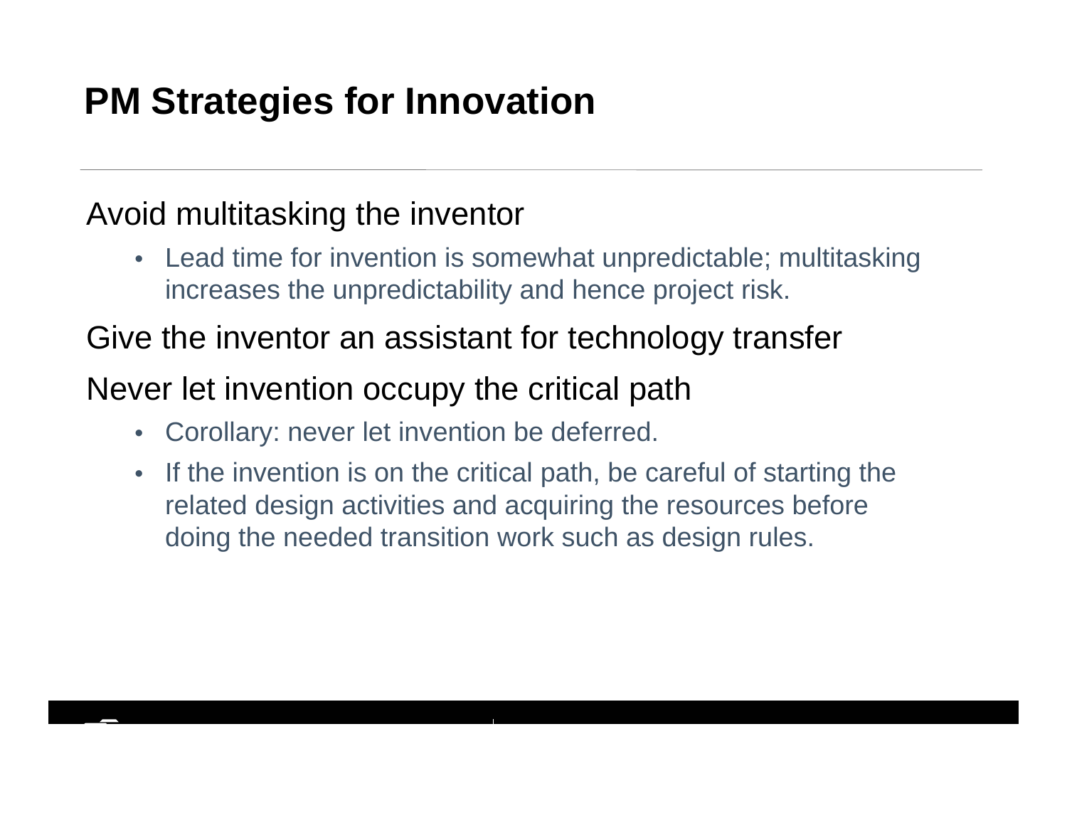# PM Strategies for Innovation

Avoid multitasking the inventor

- Lead time for invention is somewhat unpredictable; multitasking increases the unpredictability and hence project risk.

Give the inventor an assistant for technology transfer

Never let invention occupy the critical path

- Corollary: never let invention be deferred.
- If the invention is on the critical path, be careful of starting the related design activities and acquiring the resources before doing the needed transition work such as design rules.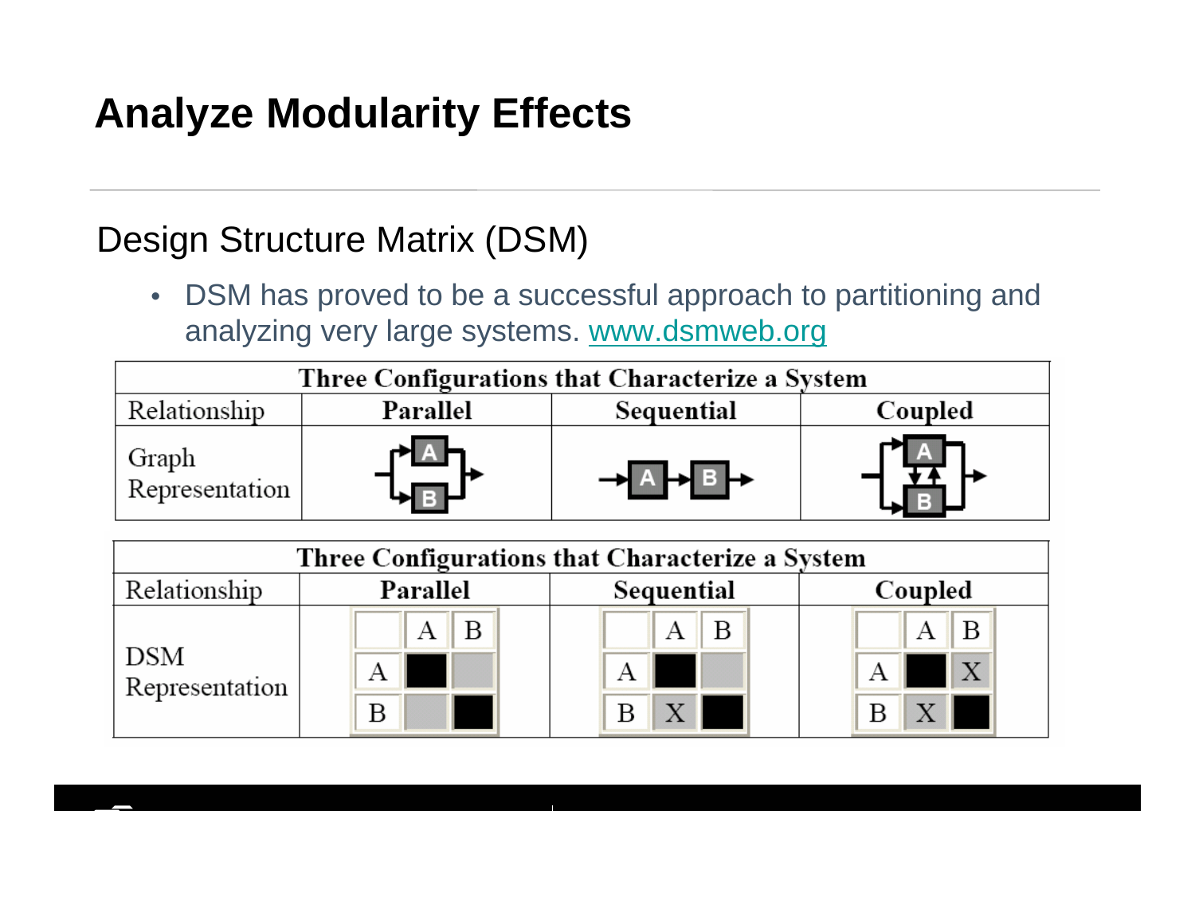# Analyze Modularity Effects

## Design Structure Matrix (DSM)

- DSM has proved to be a successful approach to partitioning and analyzing very large systems. www.dsmweb.org

**Three Configurations that Characterize a System**

| Relationship | Parallel | Sequential | Coupled |
|---|---|---|---|
| Graph Representation | | | |

**Three Configurations that Characterize a System**

| Relationship | Parallel | Sequential | Coupled |
|---|---|---|---|
| DSM Representation | | | |

Parallel:

| | A | B |
|---|---|---|
| A | ■ | |
| B | | ■ |

Sequential:

| | A | B |
|---|---|---|
| A | ■ | |
| B | X | ■ |

Coupled:

| | A | B |
|---|---|---|
| A | ■ | X |
| B | X | ■ |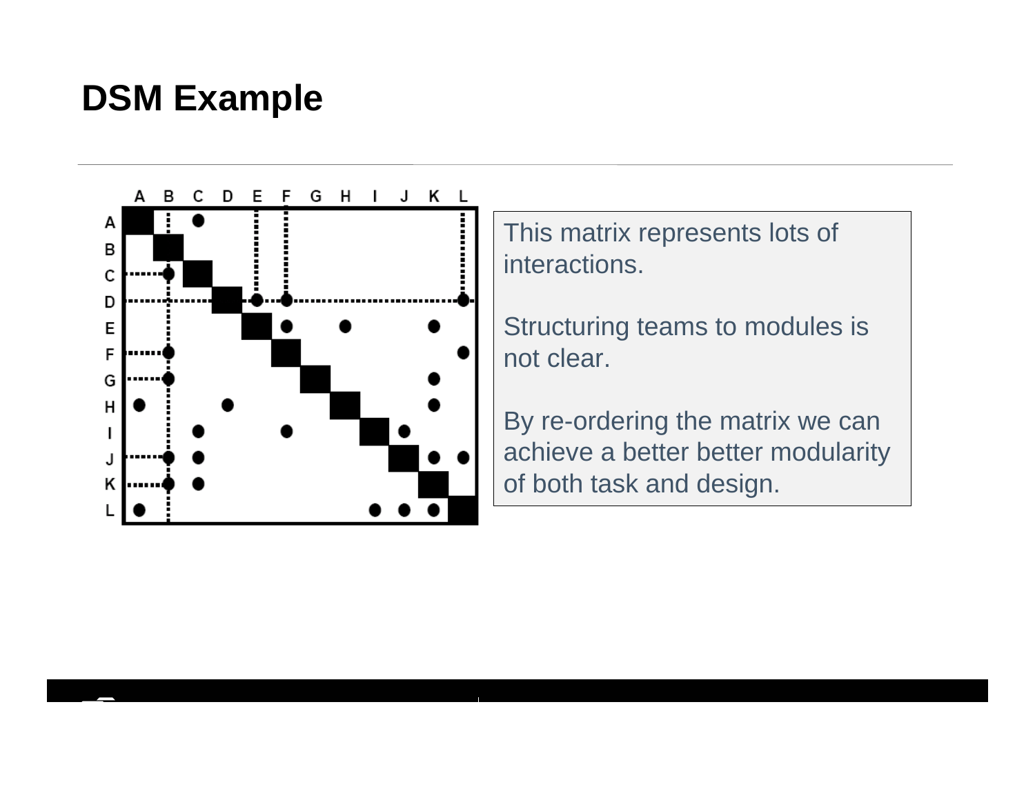# DSM Example

| | A | B | C | D | E | F | G | H | I | J | K | L |
|---|---|---|---|---|---|---|---|---|---|---|---|---|
| A | ■ | | ● | | | | | | | | | |
| B | | ■ | | | | | | | | | | |
| C | | ● | ■ | | | | | | | | | |
| D | | | | ■ | ● | ● | | | | | | ● |
| E | | | | | ■ | ● | | ● | | | ● | |
| F | | ● | | | | ■ | | | | | | ● |
| G | | ● | | | | | ■ | | | | ● | |
| H | ● | | | ● | | | | ■ | | | ● | |
| I | | | ● | | | ● | | | ■ | ● | | |
| J | | ● | ● | | | | | | | ■ | ● | ● |
| K | | ● | ● | | | | | | | | ■ | |
| L | ● | | | | | | | | ● | ● | ● | ■ |

This matrix represents lots of interactions.

Structuring teams to modules is not clear.

By re-ordering the matrix we can achieve a better better modularity of both task and design.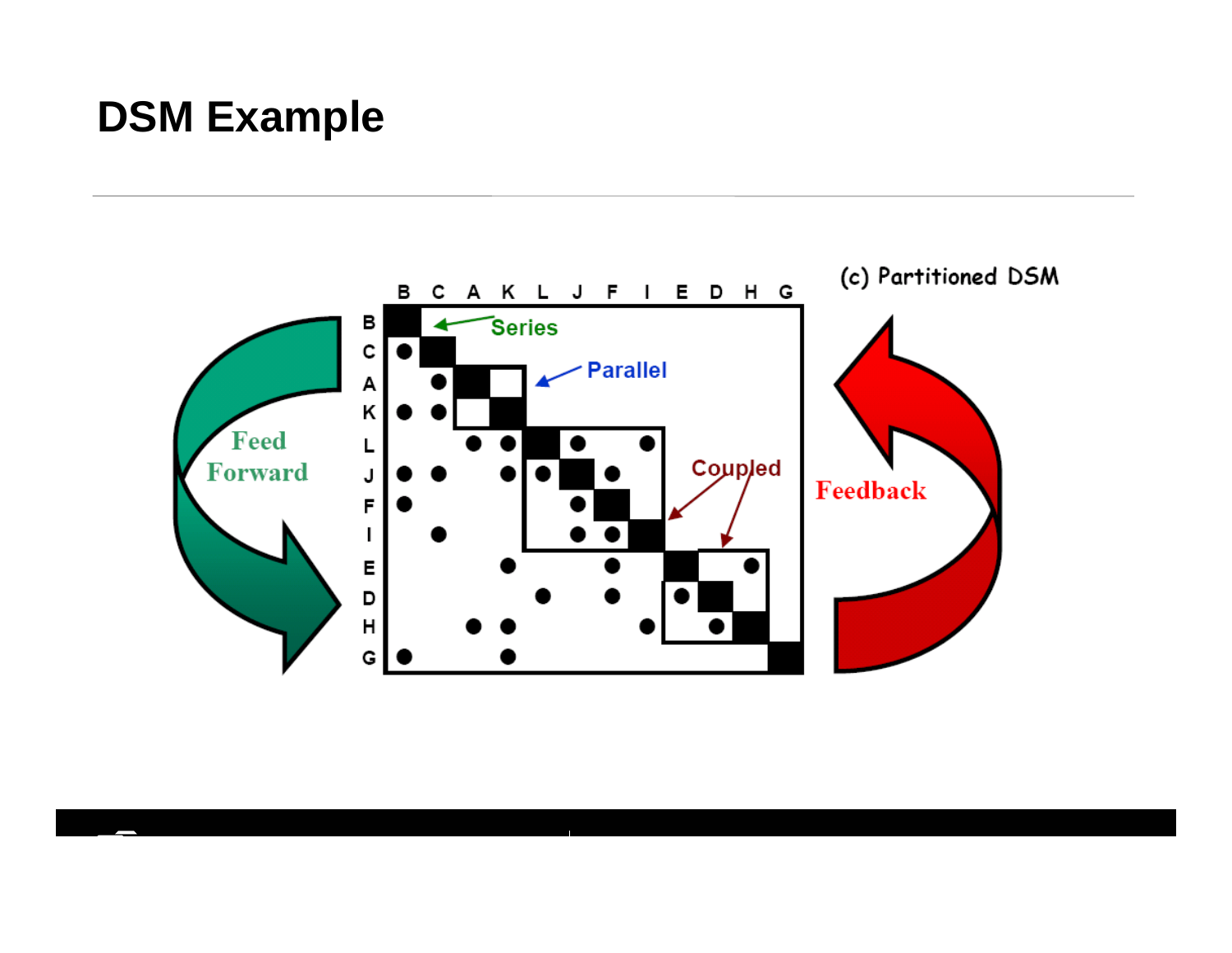# DSM Example

(c) Partitioned DSM

|   | B | C | A | K | L | J | F | I | E | D | H | G |
|---|---|---|---|---|---|---|---|---|---|---|---|---|
| B | ■ |   |   |   |   |   |   |   |   |   |   |   |
| C | ● | ■ |   |   |   |   |   |   |   |   |   |   |
| A |   | ● | ■ |   |   |   |   |   |   |   |   |   |
| K | ● | ● |   | ■ |   |   |   |   |   |   |   |   |
| L |   |   | ● | ● | ■ | ● |   | ● |   |   |   |   |
| J | ● | ● |   | ● | ● | ■ | ● |   |   |   |   |   |
| F | ● |   |   |   |   | ● | ■ |   |   |   |   |   |
| I |   | ● |   |   |   | ● | ● | ■ |   |   |   |   |
| E |   |   |   | ● |   |   | ● |   | ■ |   | ● |   |
| D |   |   |   |   | ● |   | ● |   | ● | ■ |   |   |
| H |   |   | ● | ● |   |   |   | ● |   | ● | ■ |   |
| G | ● |   |   | ● |   |   |   |   |   |   |   | ■ |

Series

Parallel

Coupled

Feed Forward

Feedback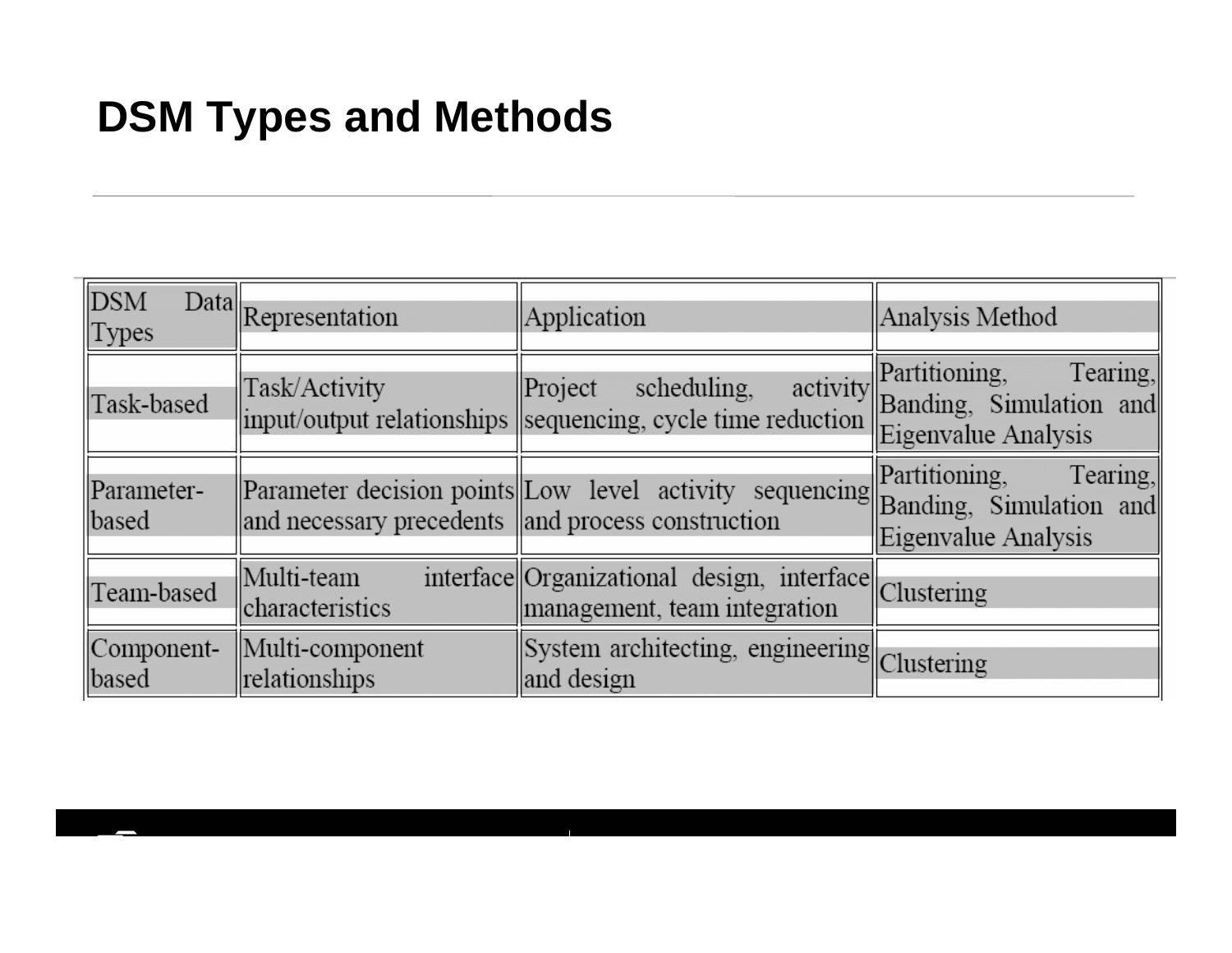# DSM Types and Methods

| DSM Data Types | Representation | Application | Analysis Method |
| --- | --- | --- | --- |
| Task-based | Task/Activity input/output relationships | Project scheduling, activity sequencing, cycle time reduction | Partitioning, Tearing, Banding, Simulation and Eigenvalue Analysis |
| Parameter-based | Parameter decision points and necessary precedents | Low level activity sequencing and process construction | Partitioning, Tearing, Banding, Simulation and Eigenvalue Analysis |
| Team-based | Multi-team interface characteristics | Organizational design, interface management, team integration | Clustering |
| Component-based | Multi-component relationships | System architecting, engineering and design | Clustering |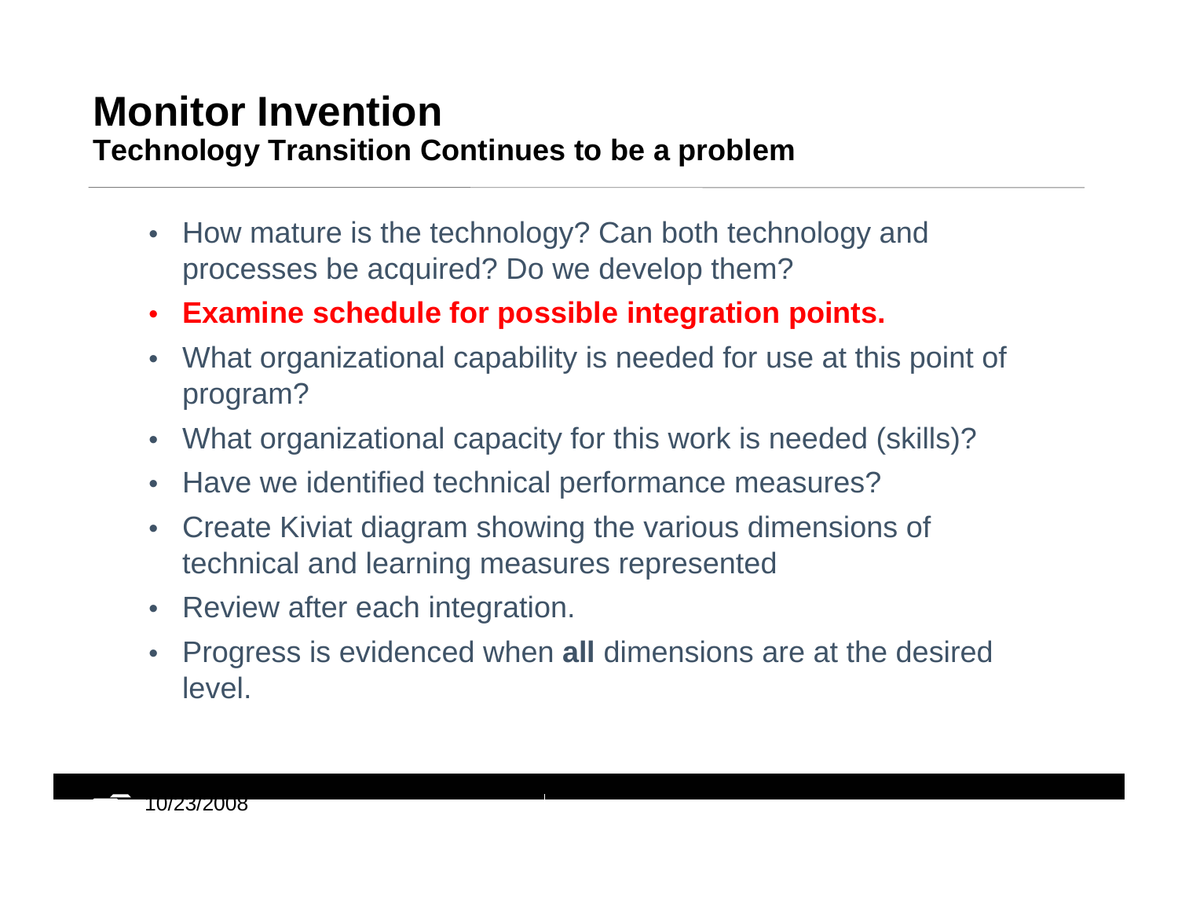# Monitor Invention

## Technology Transition Continues to be a problem

- How mature is the technology? Can both technology and processes be acquired? Do we develop them?
- **Examine schedule for possible integration points.**
- What organizational capability is needed for use at this point of program?
- What organizational capacity for this work is needed (skills)?
- Have we identified technical performance measures?
- Create Kiviat diagram showing the various dimensions of technical and learning measures represented
- Review after each integration.
- Progress is evidenced when **all** dimensions are at the desired level.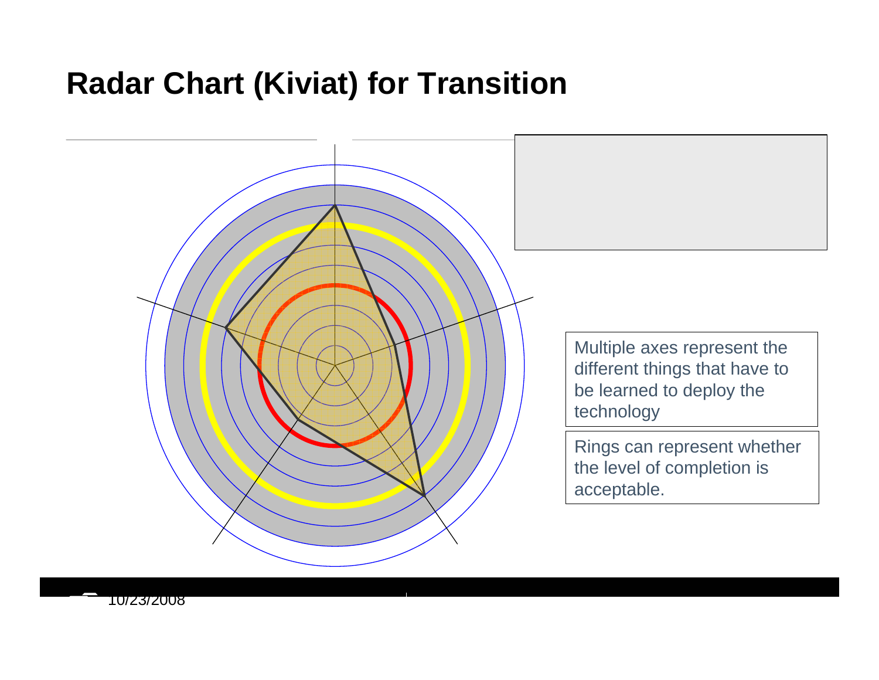# Radar Chart (Kiviat) for Transition

Multiple axes represent the different things that have to be learned to deploy the technology

Rings can represent whether the level of completion is acceptable.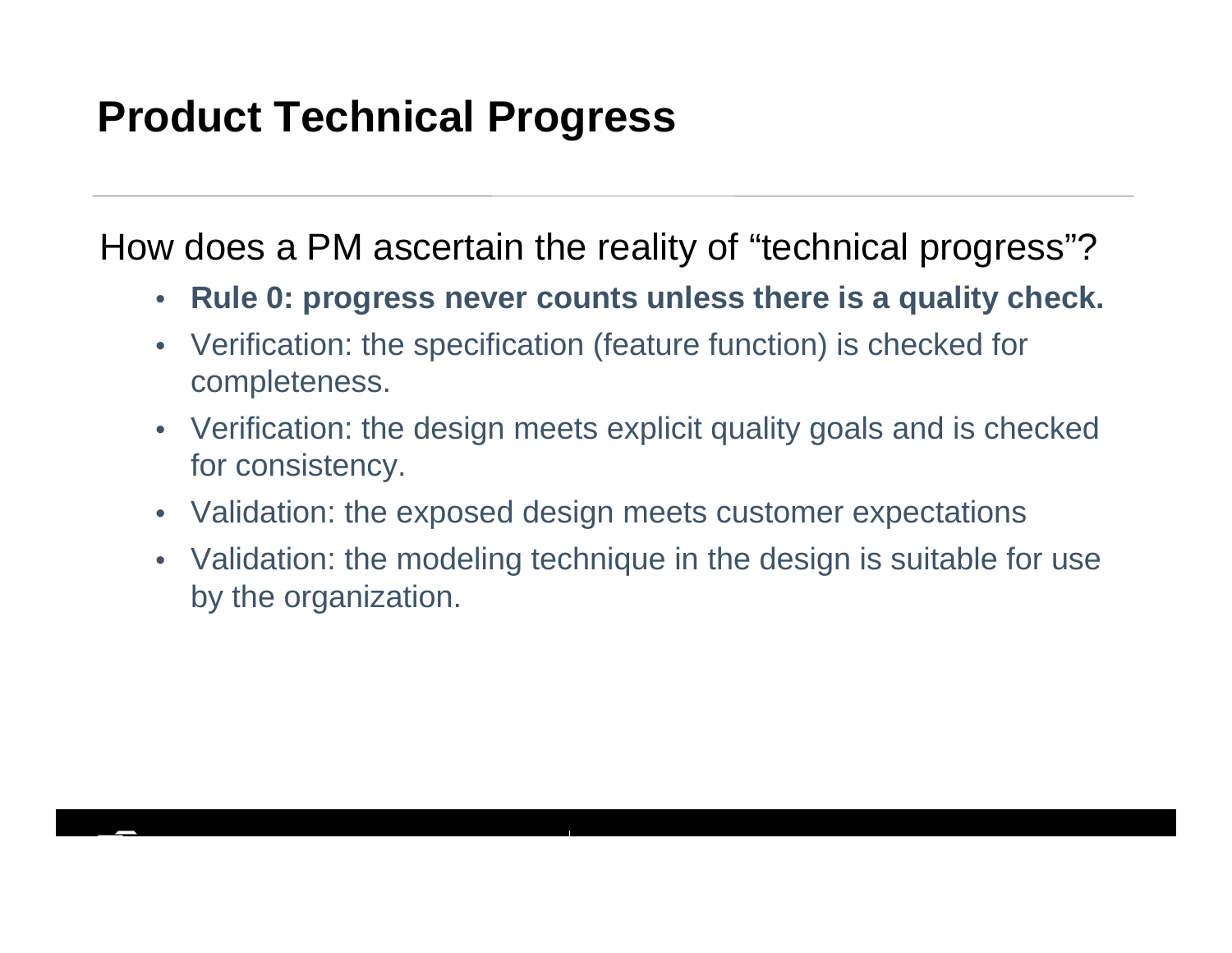# Product Technical Progress

How does a PM ascertain the reality of “technical progress”?

- **Rule 0: progress never counts unless there is a quality check.**
- Verification: the specification (feature function) is checked for completeness.
- Verification: the design meets explicit quality goals and is checked for consistency.
- Validation: the exposed design meets customer expectations
- Validation: the modeling technique in the design is suitable for use by the organization.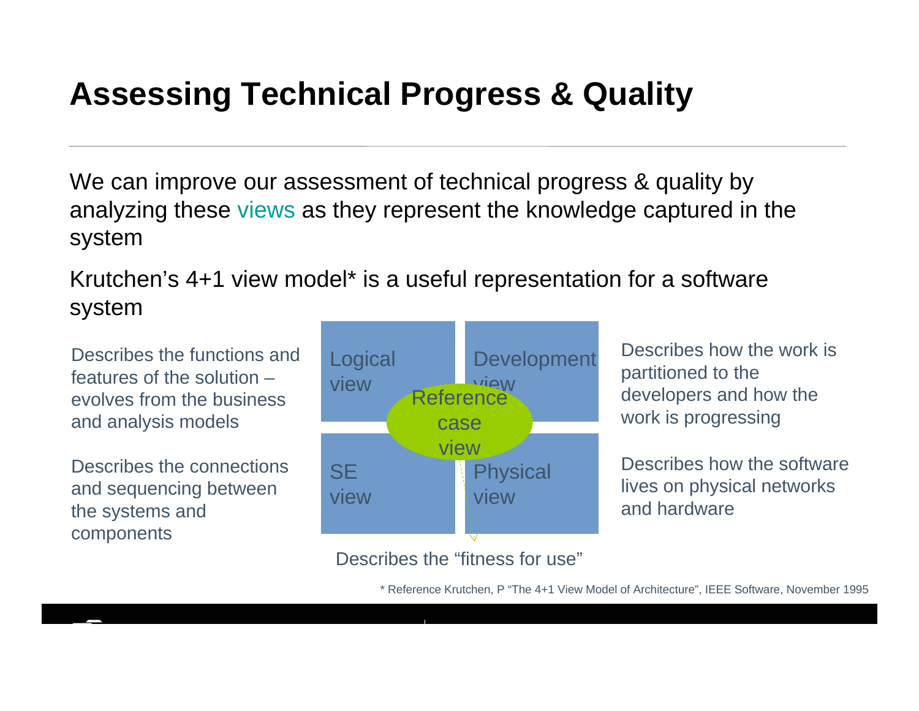# Assessing Technical Progress & Quality

We can improve our assessment of technical progress & quality by analyzing these views as they represent the knowledge captured in the system

Krutchen's 4+1 view model* is a useful representation for a software system

Describes the functions and features of the solution – evolves from the business and analysis models

Logical view

Development view

Reference case view

SE view

Physical view

Describes how the work is partitioned to the developers and how the work is progressing

Describes the connections and sequencing between the systems and components

Describes how the software lives on physical networks and hardware

Describes the "fitness for use"

* Reference Krutchen, P "The 4+1 View Model of Architecture", IEEE Software, November 1995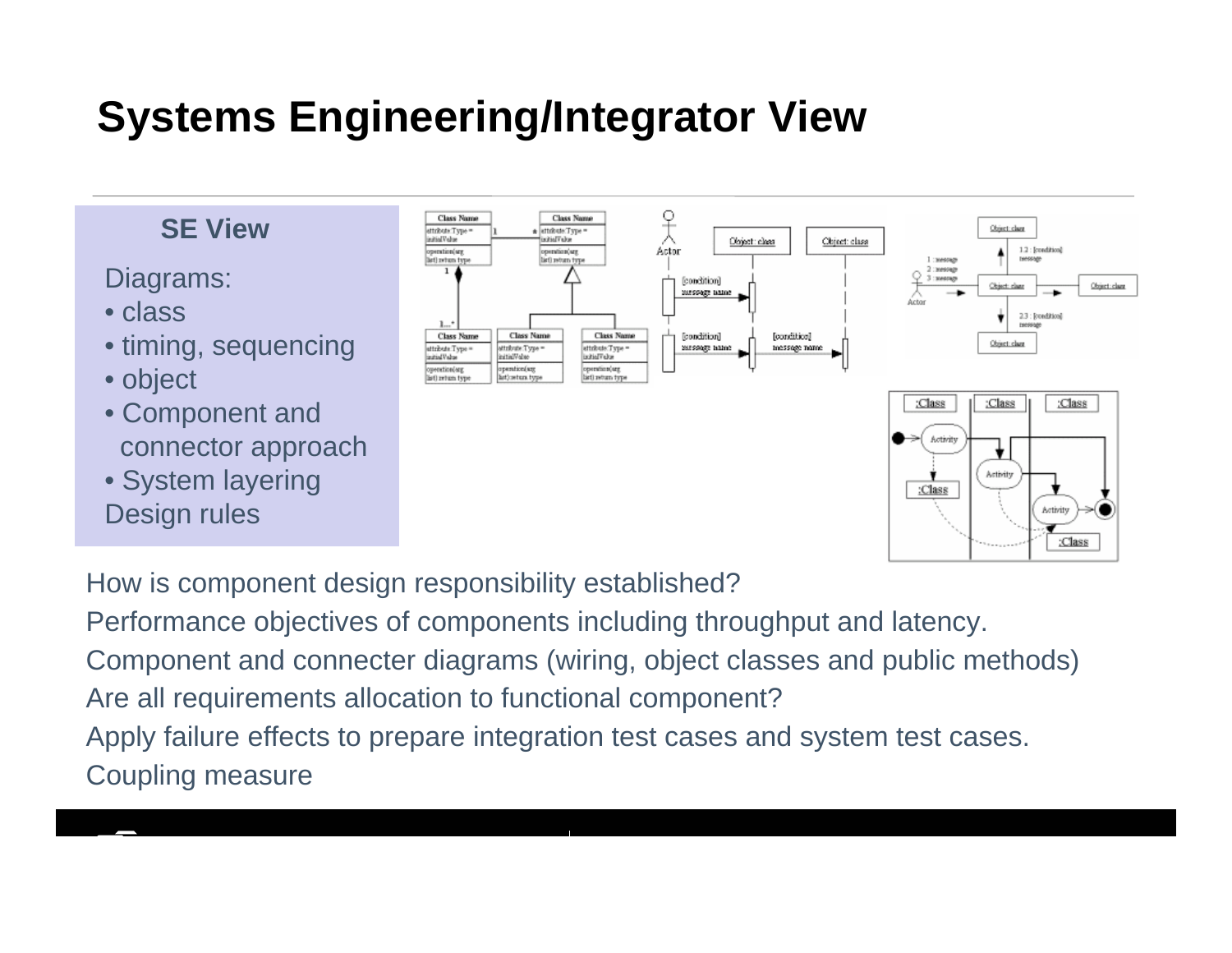# Systems Engineering/Integrator View

**SE View**

Diagrams:

- class
- timing, sequencing
- object
- Component and connector approach
- System layering

Design rules

How is component design responsibility established?

Performance objectives of components including throughput and latency.

Component and connecter diagrams (wiring, object classes and public methods)

Are all requirements allocation to functional component?

Apply failure effects to prepare integration test cases and system test cases.

Coupling measure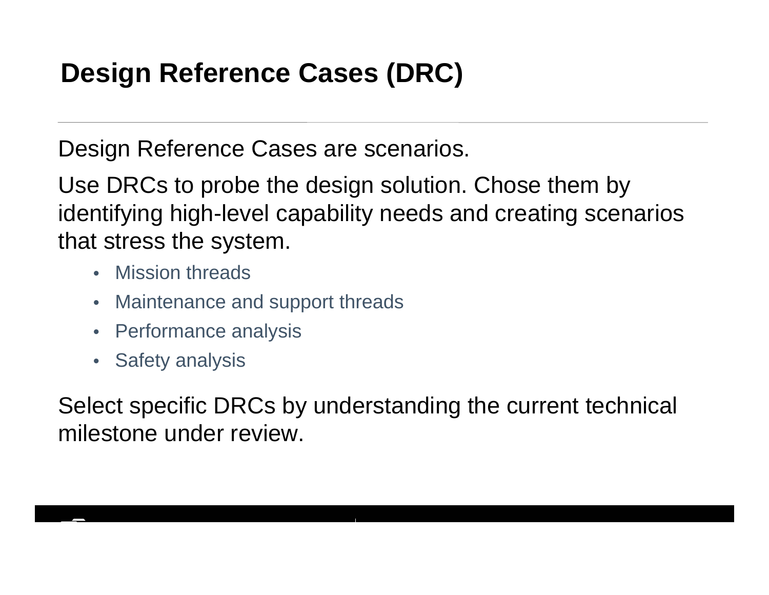# Design Reference Cases (DRC)

Design Reference Cases are scenarios.

Use DRCs to probe the design solution. Chose them by identifying high-level capability needs and creating scenarios that stress the system.

- Mission threads
- Maintenance and support threads
- Performance analysis
- Safety analysis

Select specific DRCs by understanding the current technical milestone under review.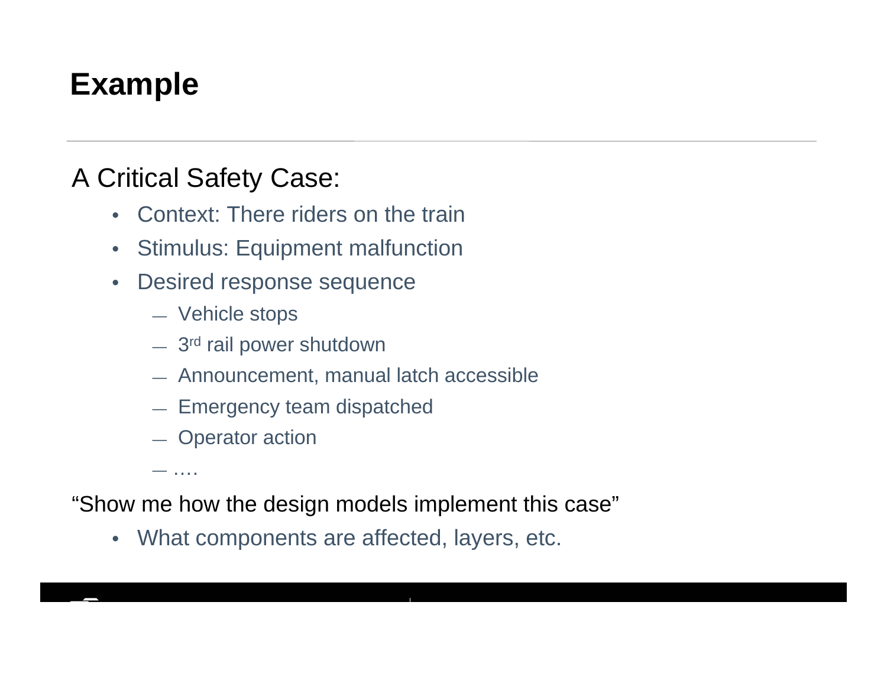# Example

A Critical Safety Case:

- Context: There riders on the train
- Stimulus: Equipment malfunction
- Desired response sequence
  - Vehicle stops
  - 3rd rail power shutdown
  - Announcement, manual latch accessible
  - Emergency team dispatched
  - Operator action
  - ….

“Show me how the design models implement this case”

- What components are affected, layers, etc.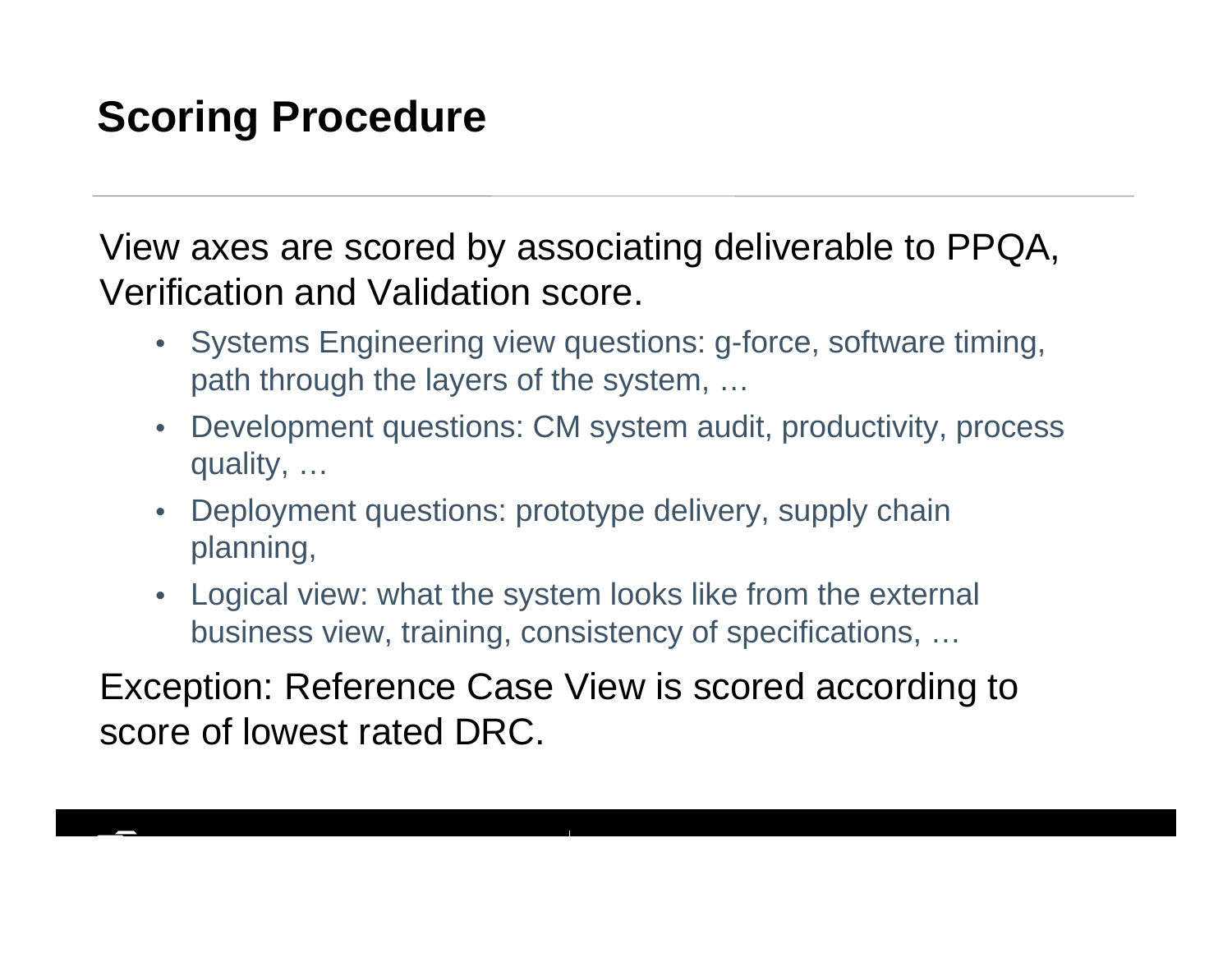# Scoring Procedure

View axes are scored by associating deliverable to PPQA, Verification and Validation score.

- Systems Engineering view questions: g-force, software timing, path through the layers of the system, …
- Development questions: CM system audit, productivity, process quality, …
- Deployment questions: prototype delivery, supply chain planning,
- Logical view: what the system looks like from the external business view, training, consistency of specifications, …

Exception: Reference Case View is scored according to score of lowest rated DRC.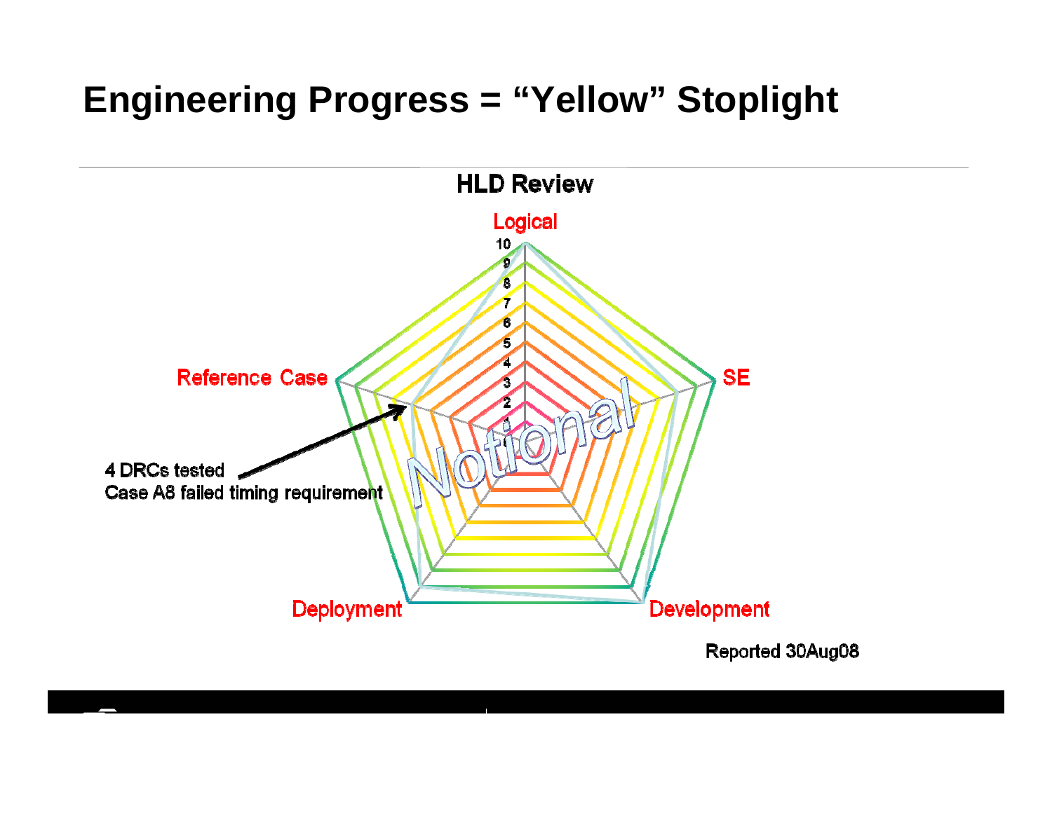# Engineering Progress = “Yellow” Stoplight

HLD Review

Logical

SE

Development

Deployment

Reference Case

10
9
8
7
6
5
4
3
2
1
0

Notional

4 DRCs tested
Case A8 failed timing requirement

Reported 30Aug08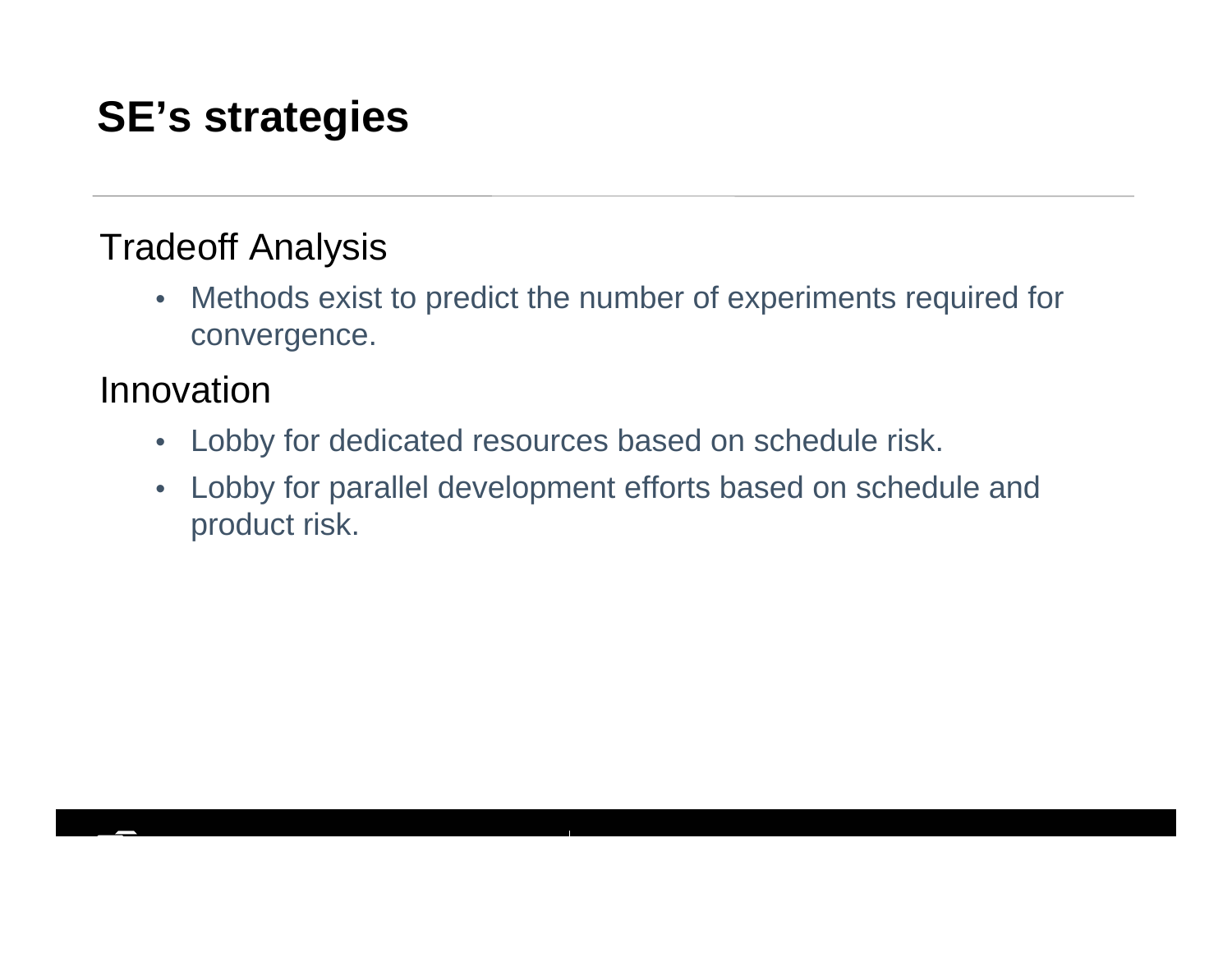# SE's strategies

## Tradeoff Analysis

- Methods exist to predict the number of experiments required for convergence.

## Innovation

- Lobby for dedicated resources based on schedule risk.
- Lobby for parallel development efforts based on schedule and product risk.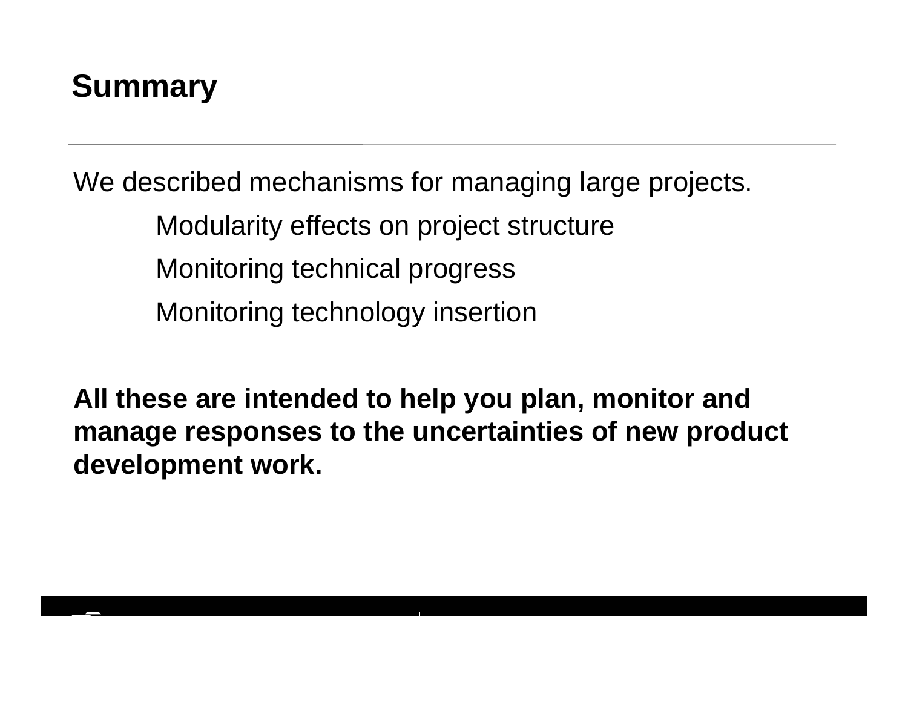## Summary

We described mechanisms for managing large projects.

- Modularity effects on project structure
- Monitoring technical progress
- Monitoring technology insertion

**All these are intended to help you plan, monitor and manage responses to the uncertainties of new product development work.**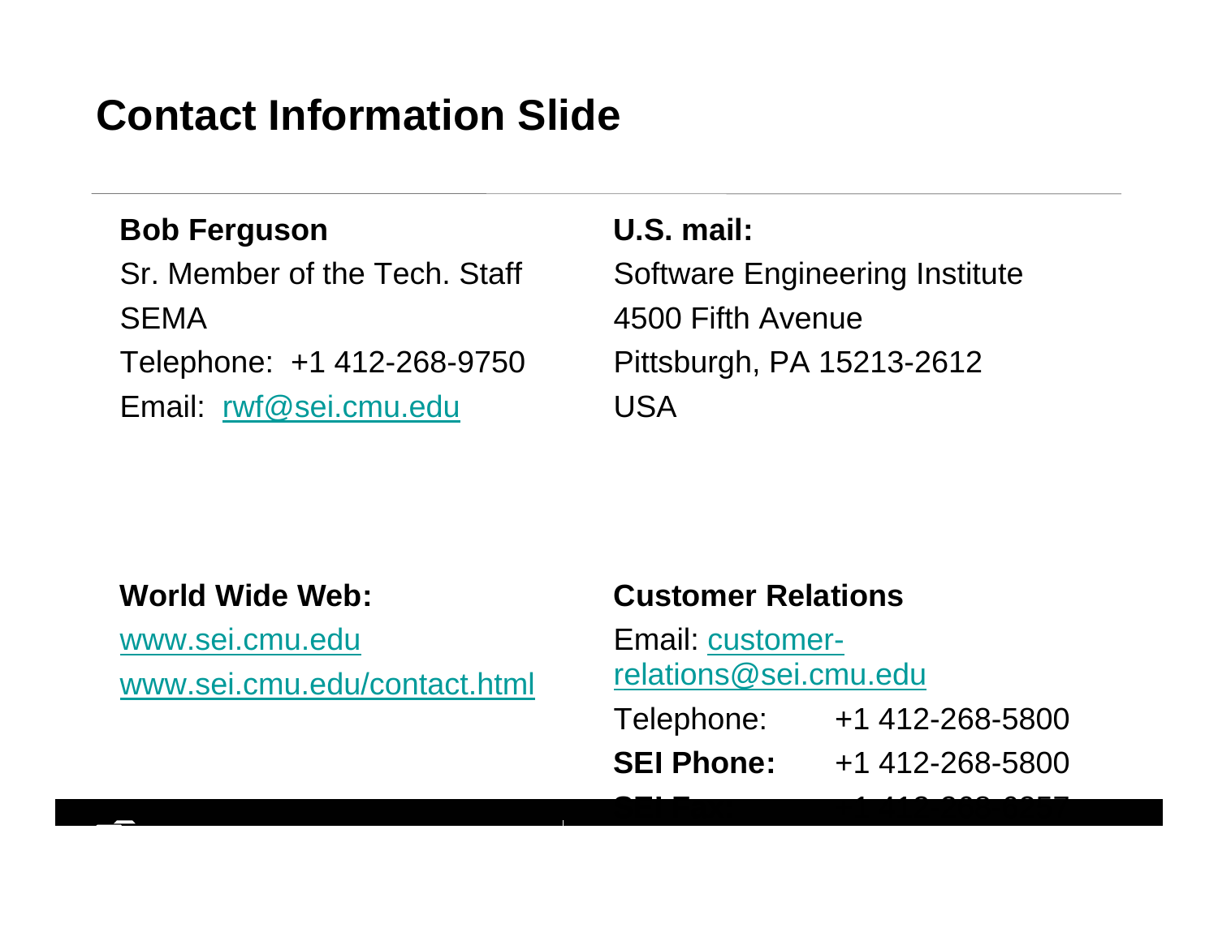# Contact Information Slide

**Bob Ferguson**

Sr. Member of the Tech. Staff

SEMA

Telephone: +1 412-268-9750

Email: rwf@sei.cmu.edu

**U.S. mail:**

Software Engineering Institute

4500 Fifth Avenue

Pittsburgh, PA 15213-2612

USA

**World Wide Web:**

www.sei.cmu.edu

www.sei.cmu.edu/contact.html

**Customer Relations**

Email: customer-relations@sei.cmu.edu

Telephone: +1 412-268-5800

**SEI Phone:** +1 412-268-5800